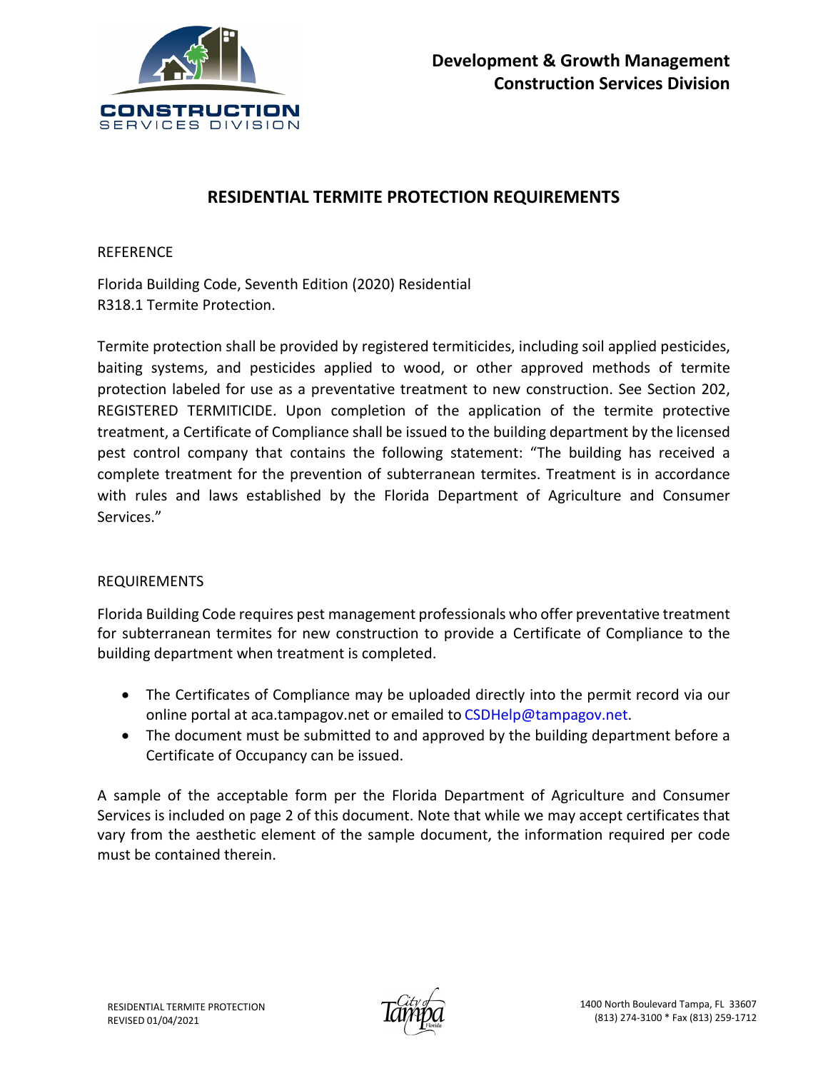**Development & Growth Management**
**Construction Services Division**

# RESIDENTIAL TERMITE PROTECTION REQUIREMENTS

REFERENCE

Florida Building Code, Seventh Edition (2020) Residential
R318.1 Termite Protection.

Termite protection shall be provided by registered termiticides, including soil applied pesticides, baiting systems, and pesticides applied to wood, or other approved methods of termite protection labeled for use as a preventative treatment to new construction. See Section 202, REGISTERED TERMITICIDE. Upon completion of the application of the termite protective treatment, a Certificate of Compliance shall be issued to the building department by the licensed pest control company that contains the following statement: "The building has received a complete treatment for the prevention of subterranean termites. Treatment is in accordance with rules and laws established by the Florida Department of Agriculture and Consumer Services."

REQUIREMENTS

Florida Building Code requires pest management professionals who offer preventative treatment for subterranean termites for new construction to provide a Certificate of Compliance to the building department when treatment is completed.

- The Certificates of Compliance may be uploaded directly into the permit record via our online portal at aca.tampagov.net or emailed to CSDHelp@tampagov.net.
- The document must be submitted to and approved by the building department before a Certificate of Occupancy can be issued.

A sample of the acceptable form per the Florida Department of Agriculture and Consumer Services is included on page 2 of this document. Note that while we may accept certificates that vary from the aesthetic element of the sample document, the information required per code must be contained therein.

RESIDENTIAL TERMITE PROTECTION
REVISED 01/04/2021

1400 North Boulevard Tampa, FL 33607
(813) 274-3100 * Fax (813) 259-1712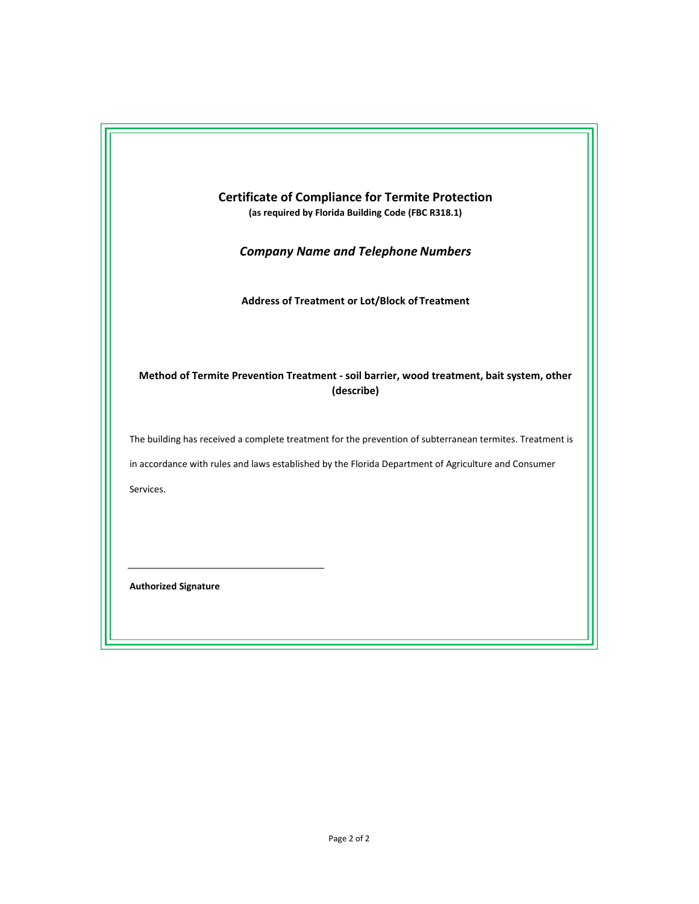# Certificate of Compliance for Termite Protection

**(as required by Florida Building Code (FBC R318.1)**

***Company Name and Telephone Numbers***

**Address of Treatment or Lot/Block of Treatment**

**Method of Termite Prevention Treatment - soil barrier, wood treatment, bait system, other (describe)**

The building has received a complete treatment for the prevention of subterranean termites. Treatment is in accordance with rules and laws established by the Florida Department of Agriculture and Consumer Services.

\_\_\_\_\_\_\_\_\_\_\_\_\_\_\_\_\_\_\_\_\_\_\_\_\_\_\_\_\_\_\_\_\_\_\_\_

**Authorized Signature**